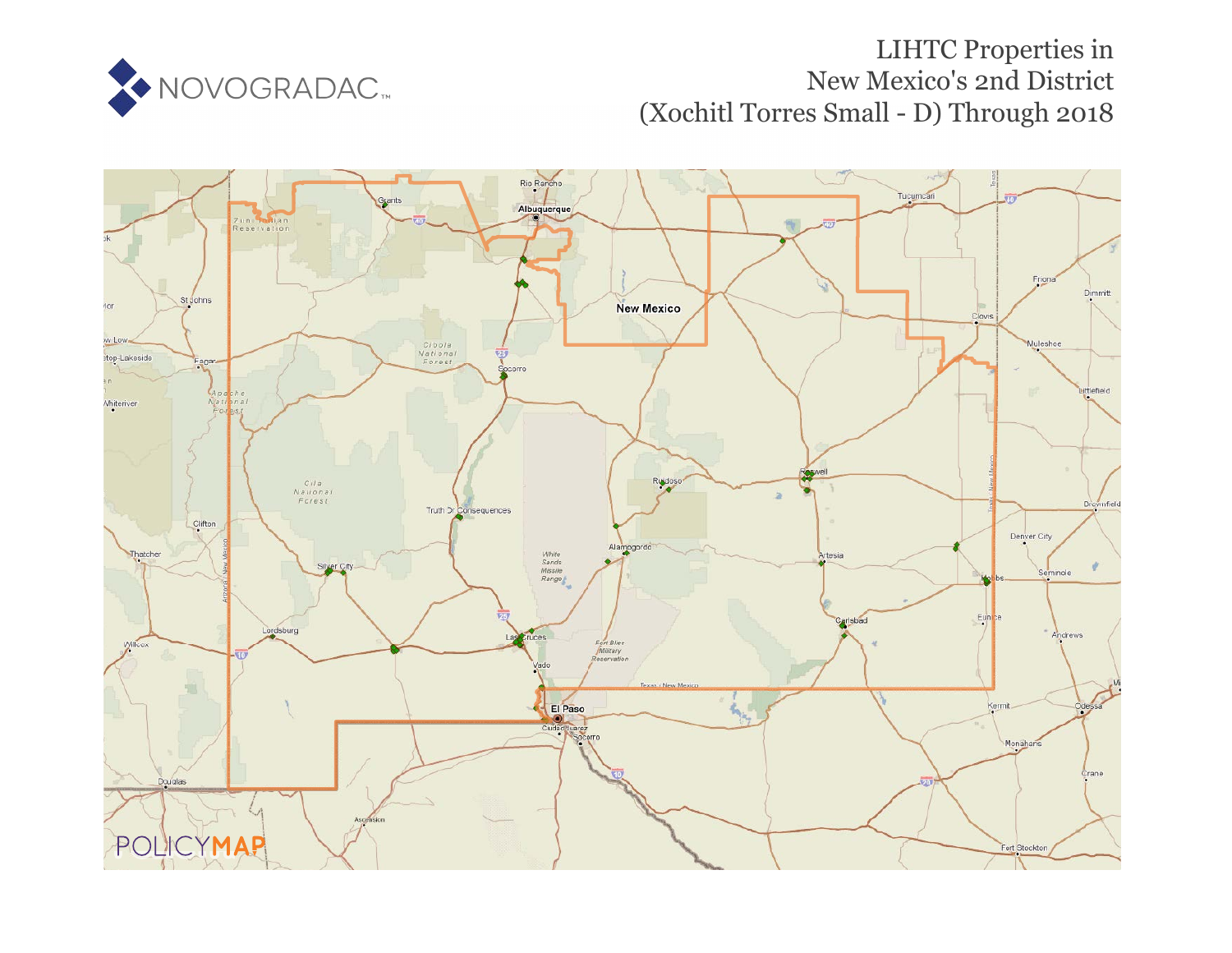NOVOGRADAC

# LIHTC Properties in New Mexico's 2nd District (Xochitl Torres Small - D) Through 2018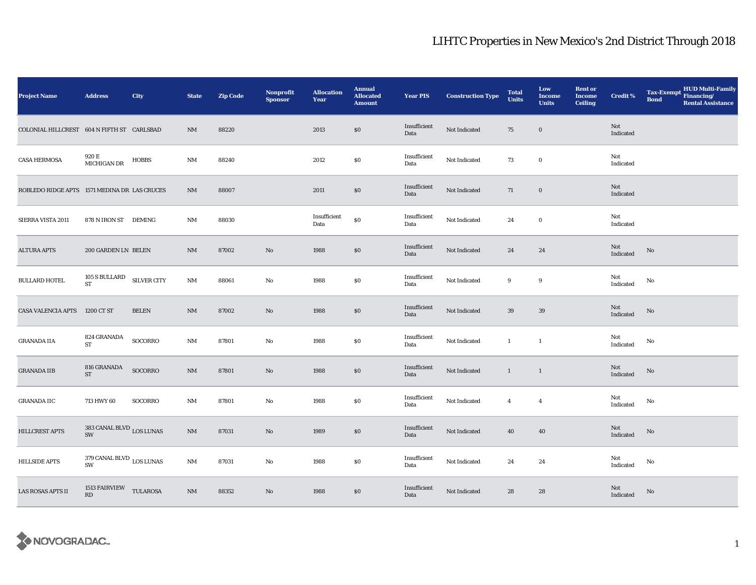# LIHTC Properties in New Mexico's 2nd District Through 2018

| Project Name | Address | City | State | Zip Code | Nonprofit Sponsor | Allocation Year | Annual Allocated Amount | Year PIS | Construction Type | Total Units | Low Income Units | Rent or Income Ceiling | Credit % | Tax-Exempt Bond | HUD Multi-Family Financing/ Rental Assistance |
|---|---|---|---|---|---|---|---|---|---|---|---|---|---|---|---|
| COLONIAL HILLCREST | 604 N FIFTH ST | CARLSBAD | NM | 88220 | | 2013 | $0 | Insufficient Data | Not Indicated | 75 | 0 | | Not Indicated | | |
| CASA HERMOSA | 920 E MICHIGAN DR | HOBBS | NM | 88240 | | 2012 | $0 | Insufficient Data | Not Indicated | 73 | 0 | | Not Indicated | | |
| ROBLEDO RIDGE APTS | 1571 MEDINA DR | LAS CRUCES | NM | 88007 | | 2011 | $0 | Insufficient Data | Not Indicated | 71 | 0 | | Not Indicated | | |
| SIERRA VISTA 2011 | 878 N IRON ST | DEMING | NM | 88030 | | Insufficient Data | $0 | Insufficient Data | Not Indicated | 24 | 0 | | Not Indicated | | |
| ALTURA APTS | 200 GARDEN LN | BELEN | NM | 87002 | No | 1988 | $0 | Insufficient Data | Not Indicated | 24 | 24 | | Not Indicated | No | |
| BULLARD HOTEL | 105 S BULLARD ST | SILVER CITY | NM | 88061 | No | 1988 | $0 | Insufficient Data | Not Indicated | 9 | 9 | | Not Indicated | No | |
| CASA VALENCIA APTS | 1200 CT ST | BELEN | NM | 87002 | No | 1988 | $0 | Insufficient Data | Not Indicated | 39 | 39 | | Not Indicated | No | |
| GRANADA IIA | 824 GRANADA ST | SOCORRO | NM | 87801 | No | 1988 | $0 | Insufficient Data | Not Indicated | 1 | 1 | | Not Indicated | No | |
| GRANADA IIB | 816 GRANADA ST | SOCORRO | NM | 87801 | No | 1988 | $0 | Insufficient Data | Not Indicated | 1 | 1 | | Not Indicated | No | |
| GRANADA IIC | 713 HWY 60 | SOCORRO | NM | 87801 | No | 1988 | $0 | Insufficient Data | Not Indicated | 4 | 4 | | Not Indicated | No | |
| HILLCREST APTS | 383 CANAL BLVD SW | LOS LUNAS | NM | 87031 | No | 1989 | $0 | Insufficient Data | Not Indicated | 40 | 40 | | Not Indicated | No | |
| HILLSIDE APTS | 379 CANAL BLVD SW | LOS LUNAS | NM | 87031 | No | 1988 | $0 | Insufficient Data | Not Indicated | 24 | 24 | | Not Indicated | No | |
| LAS ROSAS APTS II | 1513 FAIRVIEW RD | TULAROSA | NM | 88352 | No | 1988 | $0 | Insufficient Data | Not Indicated | 28 | 28 | | Not Indicated | No | |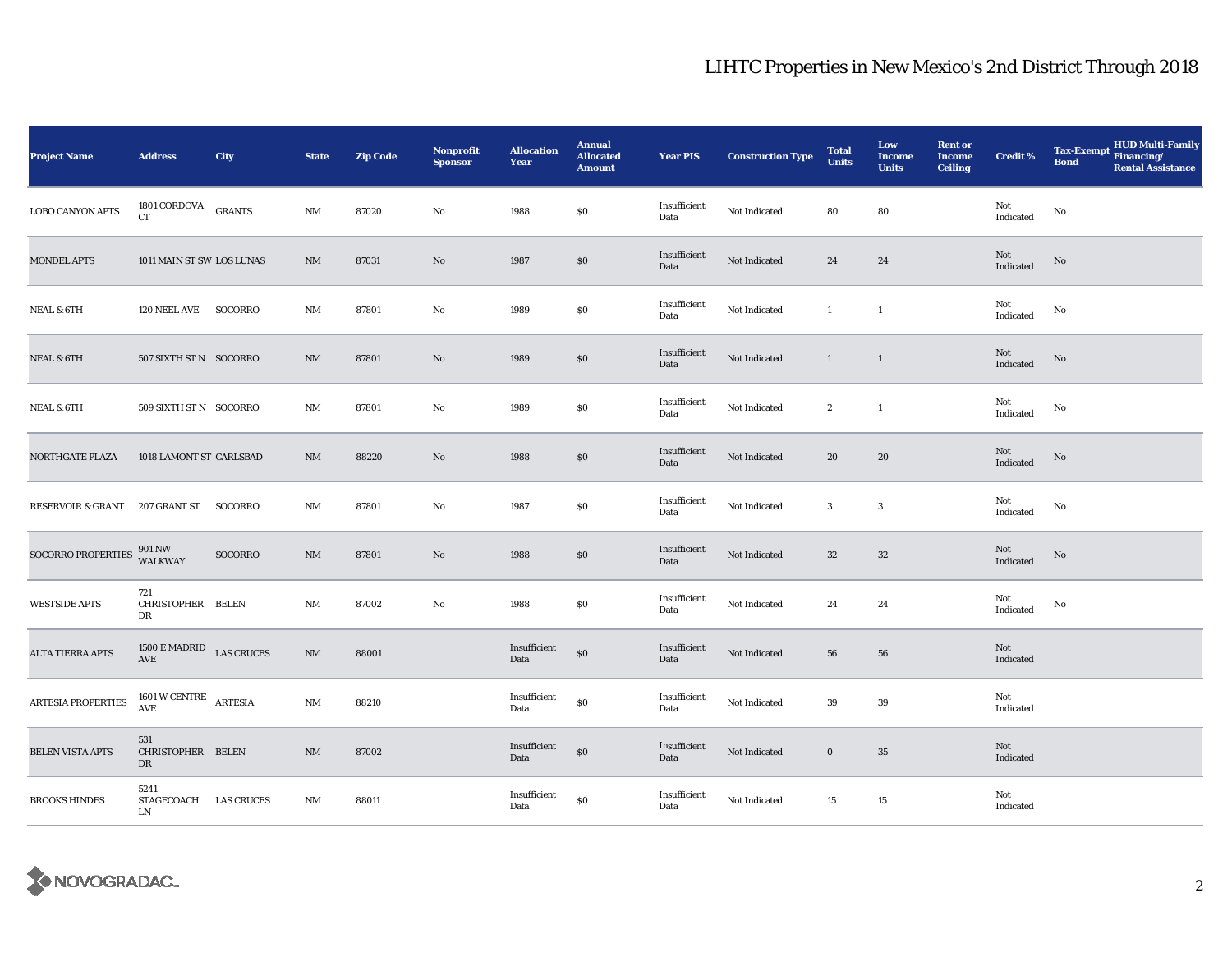## LIHTC Properties in New Mexico's 2nd District Through 2018

| Project Name | Address | City | State | Zip Code | Nonprofit Sponsor | Allocation Year | Annual Allocated Amount | Year PIS | Construction Type | Total Units | Low Income Units | Rent or Income Ceiling | Credit % | Tax-Exempt Bond | HUD Multi-Family Financing/ Rental Assistance |
|---|---|---|---|---|---|---|---|---|---|---|---|---|---|---|---|
| LOBO CANYON APTS | 1801 CORDOVA CT | GRANTS | NM | 87020 | No | 1988 | $0 | Insufficient Data | Not Indicated | 80 | 80 | | Not Indicated | No | |
| MONDEL APTS | 1011 MAIN ST SW | LOS LUNAS | NM | 87031 | No | 1987 | $0 | Insufficient Data | Not Indicated | 24 | 24 | | Not Indicated | No | |
| NEAL & 6TH | 120 NEEL AVE | SOCORRO | NM | 87801 | No | 1989 | $0 | Insufficient Data | Not Indicated | 1 | 1 | | Not Indicated | No | |
| NEAL & 6TH | 507 SIXTH ST N | SOCORRO | NM | 87801 | No | 1989 | $0 | Insufficient Data | Not Indicated | 1 | 1 | | Not Indicated | No | |
| NEAL & 6TH | 509 SIXTH ST N | SOCORRO | NM | 87801 | No | 1989 | $0 | Insufficient Data | Not Indicated | 2 | 1 | | Not Indicated | No | |
| NORTHGATE PLAZA | 1018 LAMONT ST | CARLSBAD | NM | 88220 | No | 1988 | $0 | Insufficient Data | Not Indicated | 20 | 20 | | Not Indicated | No | |
| RESERVOIR & GRANT | 207 GRANT ST | SOCORRO | NM | 87801 | No | 1987 | $0 | Insufficient Data | Not Indicated | 3 | 3 | | Not Indicated | No | |
| SOCORRO PROPERTIES | 901 NW WALKWAY | SOCORRO | NM | 87801 | No | 1988 | $0 | Insufficient Data | Not Indicated | 32 | 32 | | Not Indicated | No | |
| WESTSIDE APTS | 721 CHRISTOPHER DR | BELEN | NM | 87002 | No | 1988 | $0 | Insufficient Data | Not Indicated | 24 | 24 | | Not Indicated | No | |
| ALTA TIERRA APTS | 1500 E MADRID AVE | LAS CRUCES | NM | 88001 | | Insufficient Data | $0 | Insufficient Data | Not Indicated | 56 | 56 | | Not Indicated | | |
| ARTESIA PROPERTIES | 1601 W CENTRE AVE | ARTESIA | NM | 88210 | | Insufficient Data | $0 | Insufficient Data | Not Indicated | 39 | 39 | | Not Indicated | | |
| BELEN VISTA APTS | 531 CHRISTOPHER DR | BELEN | NM | 87002 | | Insufficient Data | $0 | Insufficient Data | Not Indicated | 0 | 35 | | Not Indicated | | |
| BROOKS HINDES | 5241 STAGECOACH LN | LAS CRUCES | NM | 88011 | | Insufficient Data | $0 | Insufficient Data | Not Indicated | 15 | 15 | | Not Indicated | | |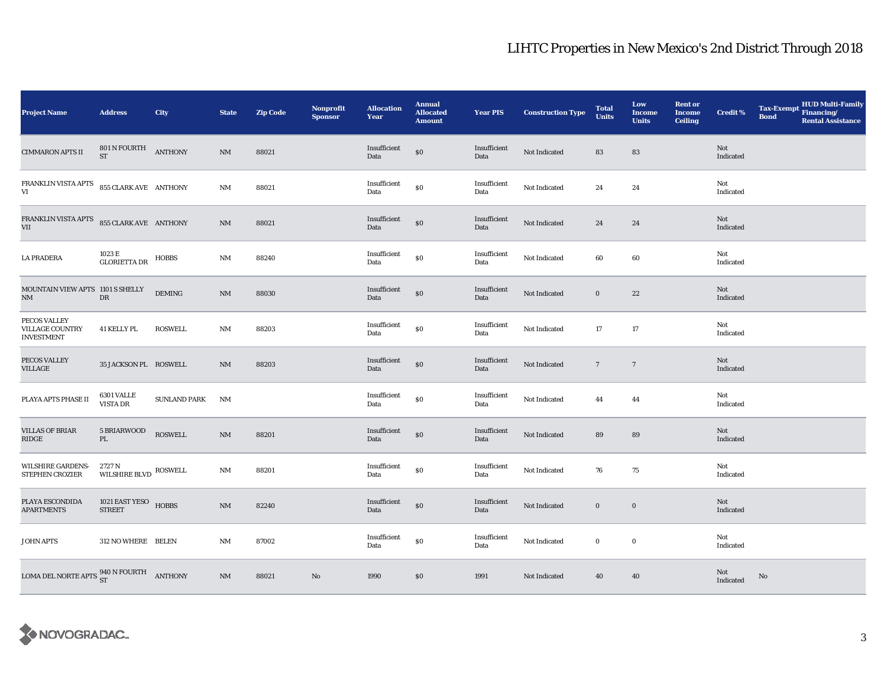# LIHTC Properties in New Mexico's 2nd District Through 2018

| Project Name | Address | City | State | Zip Code | Nonprofit Sponsor | Allocation Year | Annual Allocated Amount | Year PIS | Construction Type | Total Units | Low Income Units | Rent or Income Ceiling | Credit % | Tax-Exempt Bond | HUD Multi-Family Financing/ Rental Assistance |
|---|---|---|---|---|---|---|---|---|---|---|---|---|---|---|---|
| CIMMARON APTS II | 801 N FOURTH ST | ANTHONY | NM | 88021 | | Insufficient Data | $0 | Insufficient Data | Not Indicated | 83 | 83 | | Not Indicated | | |
| FRANKLIN VISTA APTS VI | 855 CLARK AVE | ANTHONY | NM | 88021 | | Insufficient Data | $0 | Insufficient Data | Not Indicated | 24 | 24 | | Not Indicated | | |
| FRANKLIN VISTA APTS VII | 855 CLARK AVE | ANTHONY | NM | 88021 | | Insufficient Data | $0 | Insufficient Data | Not Indicated | 24 | 24 | | Not Indicated | | |
| LA PRADERA | 1023 E GLORIETTA DR | HOBBS | NM | 88240 | | Insufficient Data | $0 | Insufficient Data | Not Indicated | 60 | 60 | | Not Indicated | | |
| MOUNTAIN VIEW APTS NM | 1101 S SHELLY DR | DEMING | NM | 88030 | | Insufficient Data | $0 | Insufficient Data | Not Indicated | 0 | 22 | | Not Indicated | | |
| PECOS VALLEY VILLAGE COUNTRY INVESTMENT | 41 KELLY PL | ROSWELL | NM | 88203 | | Insufficient Data | $0 | Insufficient Data | Not Indicated | 17 | 17 | | Not Indicated | | |
| PECOS VALLEY VILLAGE | 35 JACKSON PL | ROSWELL | NM | 88203 | | Insufficient Data | $0 | Insufficient Data | Not Indicated | 7 | 7 | | Not Indicated | | |
| PLAYA APTS PHASE II | 6301 VALLE VISTA DR | SUNLAND PARK | NM | | | Insufficient Data | $0 | Insufficient Data | Not Indicated | 44 | 44 | | Not Indicated | | |
| VILLAS OF BRIAR RIDGE | 5 BRIARWOOD PL | ROSWELL | NM | 88201 | | Insufficient Data | $0 | Insufficient Data | Not Indicated | 89 | 89 | | Not Indicated | | |
| WILSHIRE GARDENS-STEPHEN CROZIER | 2727 N WILSHIRE BLVD | ROSWELL | NM | 88201 | | Insufficient Data | $0 | Insufficient Data | Not Indicated | 76 | 75 | | Not Indicated | | |
| PLAYA ESCONDIDA APARTMENTS | 1021 EAST YESO STREET | HOBBS | NM | 82240 | | Insufficient Data | $0 | Insufficient Data | Not Indicated | 0 | 0 | | Not Indicated | | |
| JOHN APTS | 312 NO WHERE | BELEN | NM | 87002 | | Insufficient Data | $0 | Insufficient Data | Not Indicated | 0 | 0 | | Not Indicated | | |
| LOMA DEL NORTE APTS | 940 N FOURTH ST | ANTHONY | NM | 88021 | No | 1990 | $0 | 1991 | Not Indicated | 40 | 40 | | Not Indicated | No | |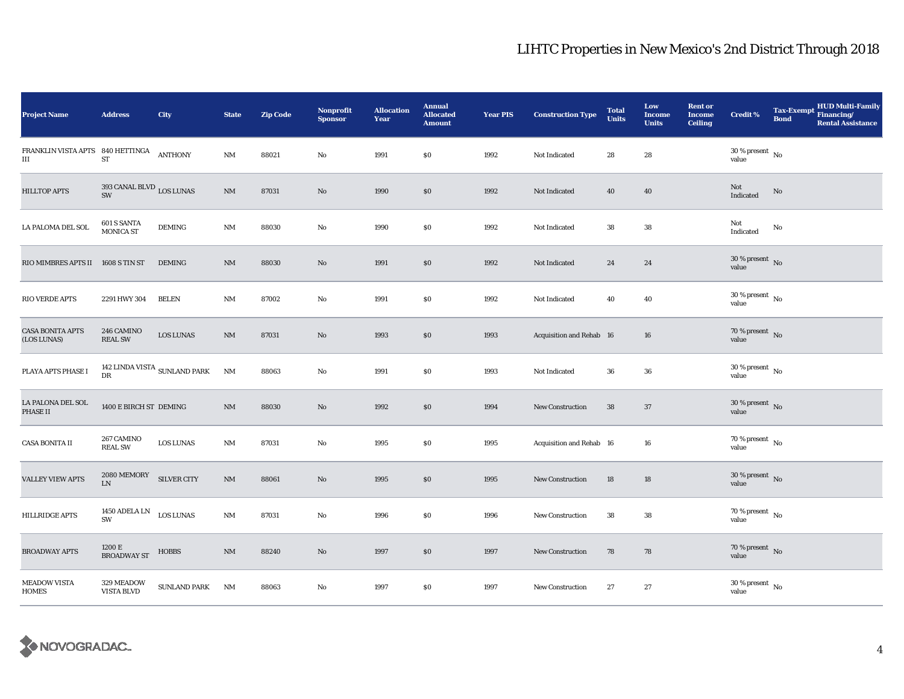# LIHTC Properties in New Mexico's 2nd District Through 2018

| Project Name | Address | City | State | Zip Code | Nonprofit Sponsor | Allocation Year | Annual Allocated Amount | Year PIS | Construction Type | Total Units | Low Income Units | Rent or Income Ceiling | Credit % | Tax-Exempt Bond | HUD Multi-Family Financing/ Rental Assistance |
|---|---|---|---|---|---|---|---|---|---|---|---|---|---|---|---|
| FRANKLIN VISTA APTS III | 840 HETTINGA ST | ANTHONY | NM | 88021 | No | 1991 | $0 | 1992 | Not Indicated | 28 | 28 | | 30 % present value | No | |
| HILLTOP APTS | 393 CANAL BLVD SW | LOS LUNAS | NM | 87031 | No | 1990 | $0 | 1992 | Not Indicated | 40 | 40 | | Not Indicated | No | |
| LA PALOMA DEL SOL | 601 S SANTA MONICA ST | DEMING | NM | 88030 | No | 1990 | $0 | 1992 | Not Indicated | 38 | 38 | | Not Indicated | No | |
| RIO MIMBRES APTS II | 1608 S TIN ST | DEMING | NM | 88030 | No | 1991 | $0 | 1992 | Not Indicated | 24 | 24 | | 30 % present value | No | |
| RIO VERDE APTS | 2291 HWY 304 | BELEN | NM | 87002 | No | 1991 | $0 | 1992 | Not Indicated | 40 | 40 | | 30 % present value | No | |
| CASA BONITA APTS (LOS LUNAS) | 246 CAMINO REAL SW | LOS LUNAS | NM | 87031 | No | 1993 | $0 | 1993 | Acquisition and Rehab | 16 | 16 | | 70 % present value | No | |
| PLAYA APTS PHASE I | 142 LINDA VISTA DR | SUNLAND PARK | NM | 88063 | No | 1991 | $0 | 1993 | Not Indicated | 36 | 36 | | 30 % present value | No | |
| LA PALONA DEL SOL PHASE II | 1400 E BIRCH ST | DEMING | NM | 88030 | No | 1992 | $0 | 1994 | New Construction | 38 | 37 | | 30 % present value | No | |
| CASA BONITA II | 267 CAMINO REAL SW | LOS LUNAS | NM | 87031 | No | 1995 | $0 | 1995 | Acquisition and Rehab | 16 | 16 | | 70 % present value | No | |
| VALLEY VIEW APTS | 2080 MEMORY LN | SILVER CITY | NM | 88061 | No | 1995 | $0 | 1995 | New Construction | 18 | 18 | | 30 % present value | No | |
| HILLRIDGE APTS | 1450 ADELA LN SW | LOS LUNAS | NM | 87031 | No | 1996 | $0 | 1996 | New Construction | 38 | 38 | | 70 % present value | No | |
| BROADWAY APTS | 1200 E BROADWAY ST | HOBBS | NM | 88240 | No | 1997 | $0 | 1997 | New Construction | 78 | 78 | | 70 % present value | No | |
| MEADOW VISTA HOMES | 329 MEADOW VISTA BLVD | SUNLAND PARK | NM | 88063 | No | 1997 | $0 | 1997 | New Construction | 27 | 27 | | 30 % present value | No | |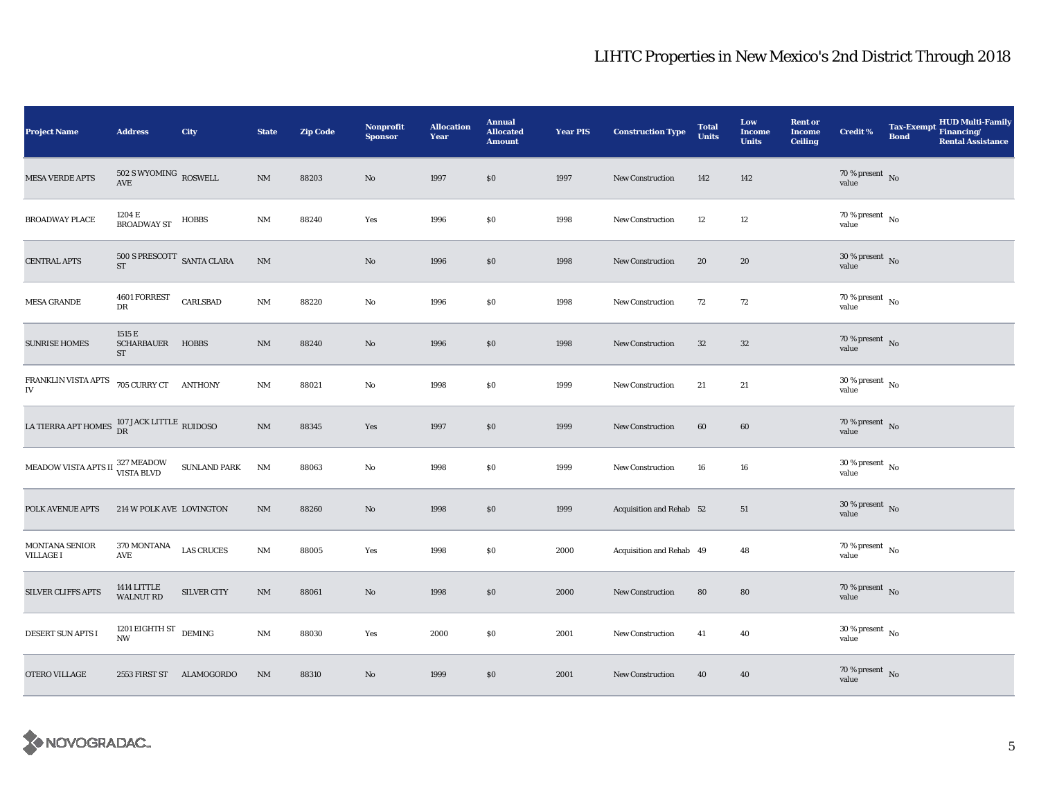## LIHTC Properties in New Mexico's 2nd District Through 2018

| Project Name | Address | City | State | Zip Code | Nonprofit Sponsor | Allocation Year | Annual Allocated Amount | Year PIS | Construction Type | Total Units | Low Income Units | Rent or Income Ceiling | Credit % | Tax-Exempt Bond | HUD Multi-Family Financing/ Rental Assistance |
|---|---|---|---|---|---|---|---|---|---|---|---|---|---|---|---|
| MESA VERDE APTS | 502 S WYOMING AVE | ROSWELL | NM | 88203 | No | 1997 | $0 | 1997 | New Construction | 142 | 142 | | 70 % present value | No | |
| BROADWAY PLACE | 1204 E BROADWAY ST | HOBBS | NM | 88240 | Yes | 1996 | $0 | 1998 | New Construction | 12 | 12 | | 70 % present value | No | |
| CENTRAL APTS | 500 S PRESCOTT ST | SANTA CLARA | NM | | No | 1996 | $0 | 1998 | New Construction | 20 | 20 | | 30 % present value | No | |
| MESA GRANDE | 4601 FORREST DR | CARLSBAD | NM | 88220 | No | 1996 | $0 | 1998 | New Construction | 72 | 72 | | 70 % present value | No | |
| SUNRISE HOMES | 1515 E SCHARBAUER ST | HOBBS | NM | 88240 | No | 1996 | $0 | 1998 | New Construction | 32 | 32 | | 70 % present value | No | |
| FRANKLIN VISTA APTS IV | 705 CURRY CT | ANTHONY | NM | 88021 | No | 1998 | $0 | 1999 | New Construction | 21 | 21 | | 30 % present value | No | |
| LA TIERRA APT HOMES | 107 JACK LITTLE DR | RUIDOSO | NM | 88345 | Yes | 1997 | $0 | 1999 | New Construction | 60 | 60 | | 70 % present value | No | |
| MEADOW VISTA APTS II | 327 MEADOW VISTA BLVD | SUNLAND PARK | NM | 88063 | No | 1998 | $0 | 1999 | New Construction | 16 | 16 | | 30 % present value | No | |
| POLK AVENUE APTS | 214 W POLK AVE | LOVINGTON | NM | 88260 | No | 1998 | $0 | 1999 | Acquisition and Rehab | 52 | 51 | | 30 % present value | No | |
| MONTANA SENIOR VILLAGE I | 370 MONTANA AVE | LAS CRUCES | NM | 88005 | Yes | 1998 | $0 | 2000 | Acquisition and Rehab | 49 | 48 | | 70 % present value | No | |
| SILVER CLIFFS APTS | 1414 LITTLE WALNUT RD | SILVER CITY | NM | 88061 | No | 1998 | $0 | 2000 | New Construction | 80 | 80 | | 70 % present value | No | |
| DESERT SUN APTS I | 1201 EIGHTH ST NW | DEMING | NM | 88030 | Yes | 2000 | $0 | 2001 | New Construction | 41 | 40 | | 30 % present value | No | |
| OTERO VILLAGE | 2553 FIRST ST | ALAMOGORDO | NM | 88310 | No | 1999 | $0 | 2001 | New Construction | 40 | 40 | | 70 % present value | No | |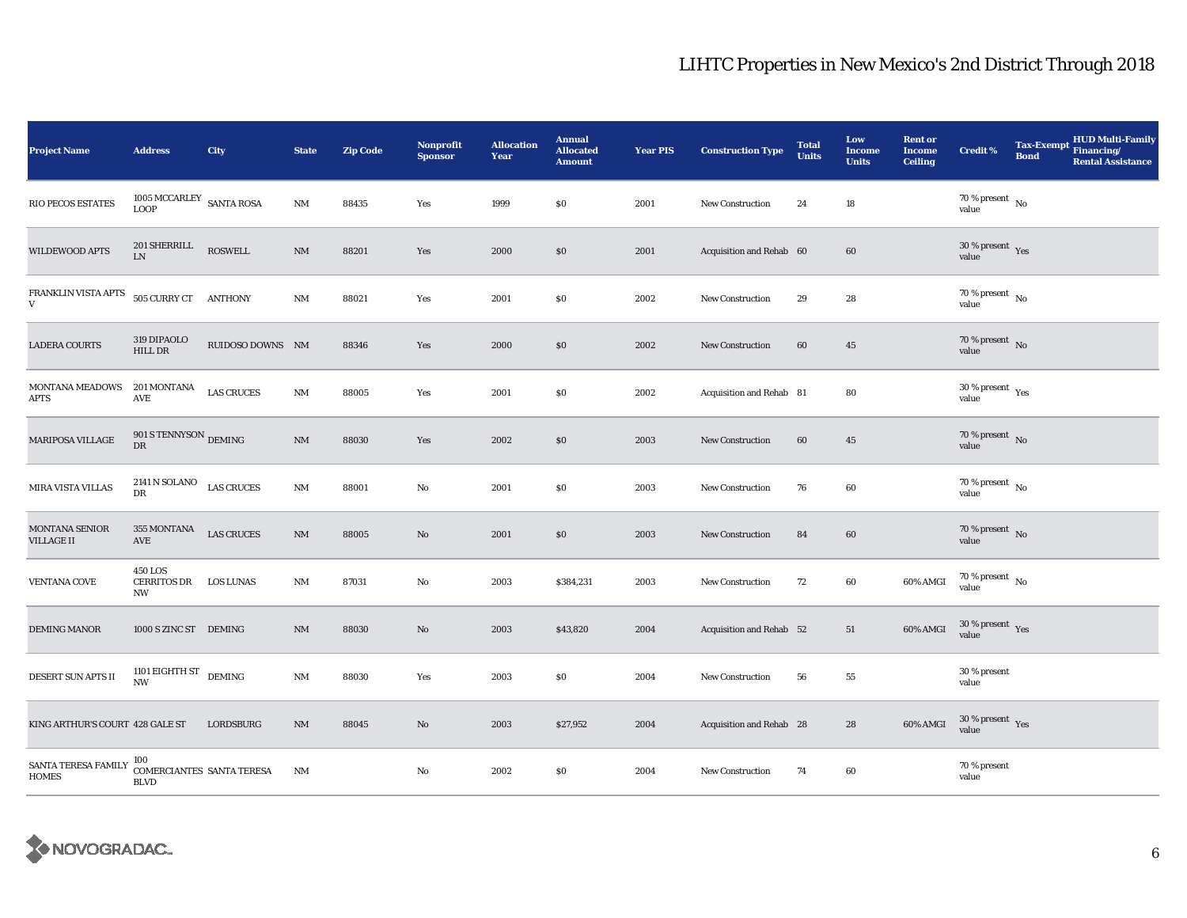# LIHTC Properties in New Mexico's 2nd District Through 2018

| Project Name | Address | City | State | Zip Code | Nonprofit Sponsor | Allocation Year | Annual Allocated Amount | Year PIS | Construction Type | Total Units | Low Income Units | Rent or Income Ceiling | Credit % | Tax-Exempt Bond | HUD Multi-Family Financing/ Rental Assistance |
|---|---|---|---|---|---|---|---|---|---|---|---|---|---|---|---|
| RIO PECOS ESTATES | 1005 MCCARLEY LOOP | SANTA ROSA | NM | 88435 | Yes | 1999 | $0 | 2001 | New Construction | 24 | 18 | | 70 % present value | No | |
| WILDEWOOD APTS | 201 SHERRILL LN | ROSWELL | NM | 88201 | Yes | 2000 | $0 | 2001 | Acquisition and Rehab | 60 | 60 | | 30 % present value | Yes | |
| FRANKLIN VISTA APTS V | 505 CURRY CT | ANTHONY | NM | 88021 | Yes | 2001 | $0 | 2002 | New Construction | 29 | 28 | | 70 % present value | No | |
| LADERA COURTS | 319 DIPAOLO HILL DR | RUIDOSO DOWNS | NM | 88346 | Yes | 2000 | $0 | 2002 | New Construction | 60 | 45 | | 70 % present value | No | |
| MONTANA MEADOWS APTS | 201 MONTANA AVE | LAS CRUCES | NM | 88005 | Yes | 2001 | $0 | 2002 | Acquisition and Rehab | 81 | 80 | | 30 % present value | Yes | |
| MARIPOSA VILLAGE | 901 S TENNYSON DR | DEMING | NM | 88030 | Yes | 2002 | $0 | 2003 | New Construction | 60 | 45 | | 70 % present value | No | |
| MIRA VISTA VILLAS | 2141 N SOLANO DR | LAS CRUCES | NM | 88001 | No | 2001 | $0 | 2003 | New Construction | 76 | 60 | | 70 % present value | No | |
| MONTANA SENIOR VILLAGE II | 355 MONTANA AVE | LAS CRUCES | NM | 88005 | No | 2001 | $0 | 2003 | New Construction | 84 | 60 | | 70 % present value | No | |
| VENTANA COVE | 450 LOS CERRITOS DR NW | LOS LUNAS | NM | 87031 | No | 2003 | $384,231 | 2003 | New Construction | 72 | 60 | 60% AMGI | 70 % present value | No | |
| DEMING MANOR | 1000 S ZINC ST | DEMING | NM | 88030 | No | 2003 | $43,820 | 2004 | Acquisition and Rehab | 52 | 51 | 60% AMGI | 30 % present value | Yes | |
| DESERT SUN APTS II | 1101 EIGHTH ST NW | DEMING | NM | 88030 | Yes | 2003 | $0 | 2004 | New Construction | 56 | 55 | | 30 % present value | | |
| KING ARTHUR'S COURT | 428 GALE ST | LORDSBURG | NM | 88045 | No | 2003 | $27,952 | 2004 | Acquisition and Rehab | 28 | 28 | 60% AMGI | 30 % present value | Yes | |
| SANTA TERESA FAMILY HOMES | 100 COMERCIANTES BLVD | SANTA TERESA | NM | | No | 2002 | $0 | 2004 | New Construction | 74 | 60 | | 70 % present value | | |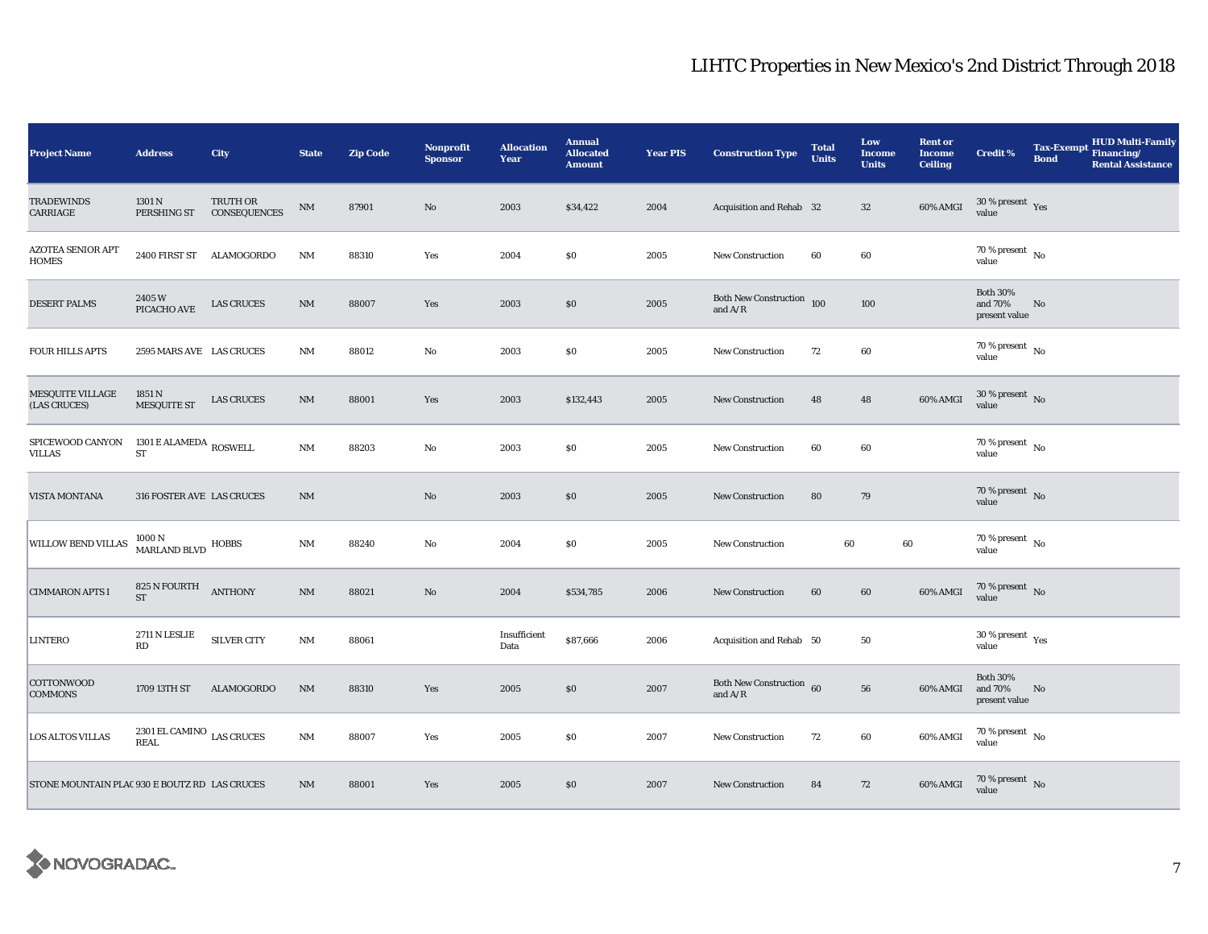# LIHTC Properties in New Mexico's 2nd District Through 2018

| Project Name | Address | City | State | Zip Code | Nonprofit Sponsor | Allocation Year | Annual Allocated Amount | Year PIS | Construction Type | Total Units | Low Income Units | Rent or Income Ceiling | Credit % | Tax-Exempt Bond | HUD Multi-Family Financing/ Rental Assistance |
|---|---|---|---|---|---|---|---|---|---|---|---|---|---|---|---|
| TRADEWINDS CARRIAGE | 1301 N PERSHING ST | TRUTH OR CONSEQUENCES | NM | 87901 | No | 2003 | $34,422 | 2004 | Acquisition and Rehab | 32 | 32 | 60% AMGI | 30 % present value | Yes | |
| AZOTEA SENIOR APT HOMES | 2400 FIRST ST | ALAMOGORDO | NM | 88310 | Yes | 2004 | $0 | 2005 | New Construction | 60 | 60 | | 70 % present value | No | |
| DESERT PALMS | 2405 W PICACHO AVE | LAS CRUCES | NM | 88007 | Yes | 2003 | $0 | 2005 | Both New Construction and A/R | 100 | 100 | | Both 30% and 70% present value | No | |
| FOUR HILLS APTS | 2595 MARS AVE | LAS CRUCES | NM | 88012 | No | 2003 | $0 | 2005 | New Construction | 72 | 60 | | 70 % present value | No | |
| MESQUITE VILLAGE (LAS CRUCES) | 1851 N MESQUITE ST | LAS CRUCES | NM | 88001 | Yes | 2003 | $132,443 | 2005 | New Construction | 48 | 48 | 60% AMGI | 30 % present value | No | |
| SPICEWOOD CANYON VILLAS | 1301 E ALAMEDA ST | ROSWELL | NM | 88203 | No | 2003 | $0 | 2005 | New Construction | 60 | 60 | | 70 % present value | No | |
| VISTA MONTANA | 316 FOSTER AVE | LAS CRUCES | NM | | No | 2003 | $0 | 2005 | New Construction | 80 | 79 | | 70 % present value | No | |
| WILLOW BEND VILLAS | 1000 N MARLAND BLVD | HOBBS | NM | 88240 | No | 2004 | $0 | 2005 | New Construction | 60 | 60 | | 70 % present value | No | |
| CIMMARON APTS I | 825 N FOURTH ST | ANTHONY | NM | 88021 | No | 2004 | $534,785 | 2006 | New Construction | 60 | 60 | 60% AMGI | 70 % present value | No | |
| LINTERO | 2711 N LESLIE RD | SILVER CITY | NM | 88061 | | Insufficient Data | $87,666 | 2006 | Acquisition and Rehab | 50 | 50 | | 30 % present value | Yes | |
| COTTONWOOD COMMONS | 1709 13TH ST | ALAMOGORDO | NM | 88310 | Yes | 2005 | $0 | 2007 | Both New Construction and A/R | 60 | 56 | 60% AMGI | Both 30% and 70% present value | No | |
| LOS ALTOS VILLAS | 2301 EL CAMINO REAL | LAS CRUCES | NM | 88007 | Yes | 2005 | $0 | 2007 | New Construction | 72 | 60 | 60% AMGI | 70 % present value | No | |
| STONE MOUNTAIN PLAC | 930 E BOUTZ RD | LAS CRUCES | NM | 88001 | Yes | 2005 | $0 | 2007 | New Construction | 84 | 72 | 60% AMGI | 70 % present value | No | |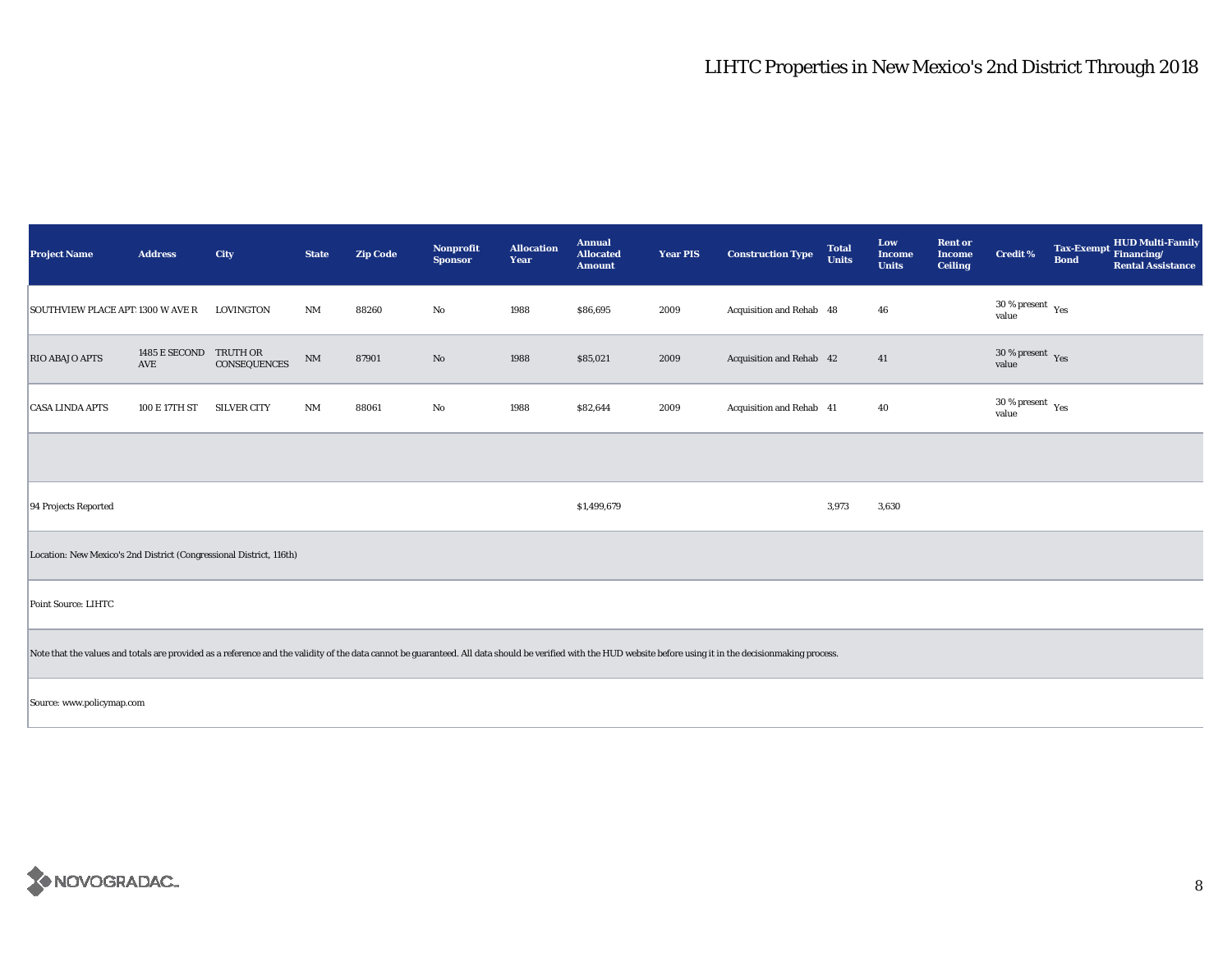# LIHTC Properties in New Mexico's 2nd District Through 2018

| Project Name | Address | City | State | Zip Code | Nonprofit Sponsor | Allocation Year | Annual Allocated Amount | Year PIS | Construction Type | Total Units | Low Income Units | Rent or Income Ceiling | Credit % | Tax-Exempt Bond | HUD Multi-Family Financing/ Rental Assistance |
|---|---|---|---|---|---|---|---|---|---|---|---|---|---|---|---|
| SOUTHVIEW PLACE APT: | 1300 W AVE R | LOVINGTON | NM | 88260 | No | 1988 | $86,695 | 2009 | Acquisition and Rehab | 48 | 46 | | 30 % present value | Yes | |
| RIO ABAJO APTS | 1485 E SECOND AVE | TRUTH OR CONSEQUENCES | NM | 87901 | No | 1988 | $85,021 | 2009 | Acquisition and Rehab | 42 | 41 | | 30 % present value | Yes | |
| CASA LINDA APTS | 100 E 17TH ST | SILVER CITY | NM | 88061 | No | 1988 | $82,644 | 2009 | Acquisition and Rehab | 41 | 40 | | 30 % present value | Yes | |
| | | | | | | | | | | | | | | | |
| 94 Projects Reported | | | | | | | $1,499,679 | | | 3,973 | 3,630 | | | | |

Location: New Mexico's 2nd District (Congressional District, 116th)

Point Source: LIHTC

Note that the values and totals are provided as a reference and the validity of the data cannot be guaranteed. All data should be verified with the HUD website before using it in the decisionmaking process.

Source: www.policymap.com